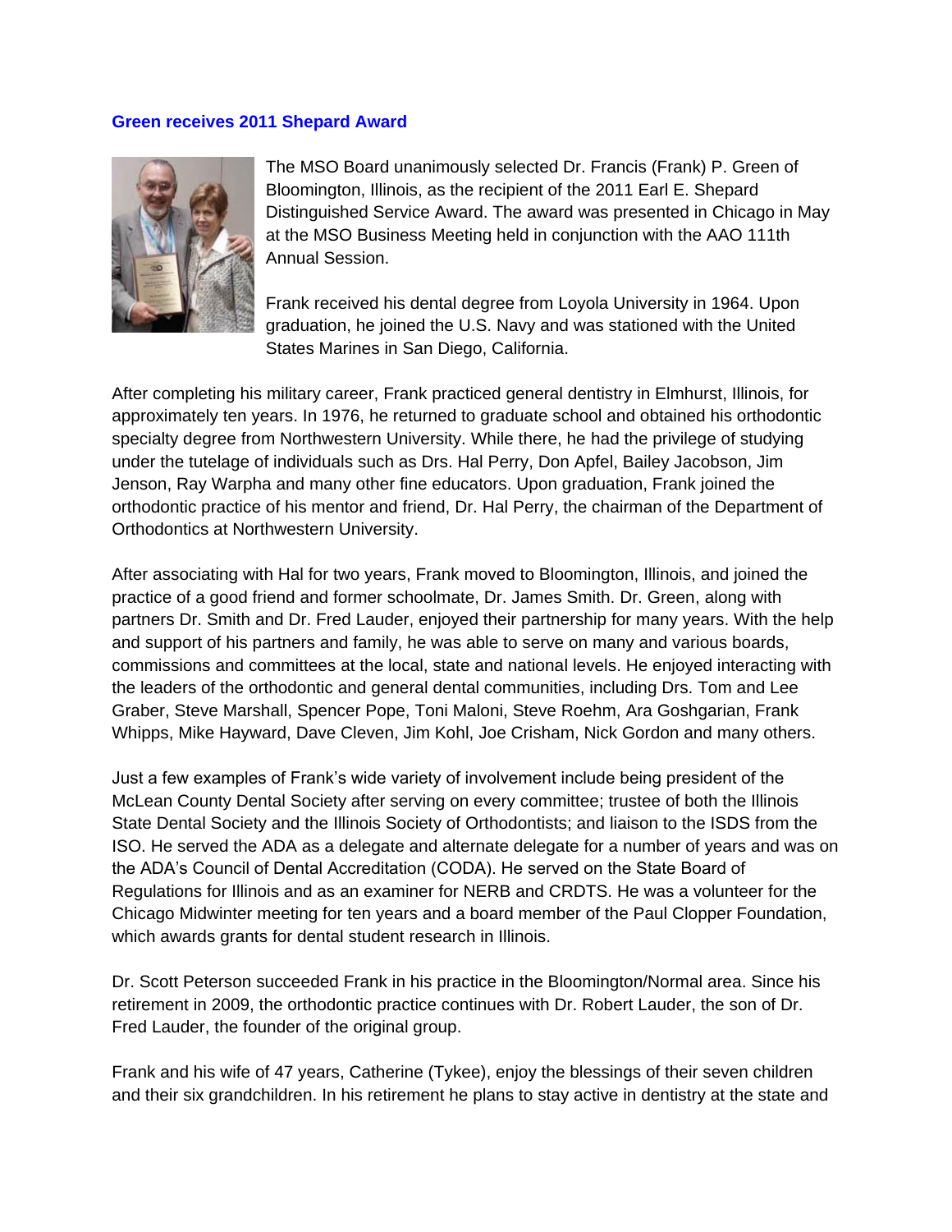## Green receives 2011 Shepard Award

The MSO Board unanimously selected Dr. Francis (Frank) P. Green of Bloomington, Illinois, as the recipient of the 2011 Earl E. Shepard Distinguished Service Award. The award was presented in Chicago in May at the MSO Business Meeting held in conjunction with the AAO 111th Annual Session.

Frank received his dental degree from Loyola University in 1964. Upon graduation, he joined the U.S. Navy and was stationed with the United States Marines in San Diego, California.

After completing his military career, Frank practiced general dentistry in Elmhurst, Illinois, for approximately ten years. In 1976, he returned to graduate school and obtained his orthodontic specialty degree from Northwestern University. While there, he had the privilege of studying under the tutelage of individuals such as Drs. Hal Perry, Don Apfel, Bailey Jacobson, Jim Jenson, Ray Warpha and many other fine educators. Upon graduation, Frank joined the orthodontic practice of his mentor and friend, Dr. Hal Perry, the chairman of the Department of Orthodontics at Northwestern University.

After associating with Hal for two years, Frank moved to Bloomington, Illinois, and joined the practice of a good friend and former schoolmate, Dr. James Smith. Dr. Green, along with partners Dr. Smith and Dr. Fred Lauder, enjoyed their partnership for many years. With the help and support of his partners and family, he was able to serve on many and various boards, commissions and committees at the local, state and national levels. He enjoyed interacting with the leaders of the orthodontic and general dental communities, including Drs. Tom and Lee Graber, Steve Marshall, Spencer Pope, Toni Maloni, Steve Roehm, Ara Goshgarian, Frank Whipps, Mike Hayward, Dave Cleven, Jim Kohl, Joe Crisham, Nick Gordon and many others.

Just a few examples of Frank's wide variety of involvement include being president of the McLean County Dental Society after serving on every committee; trustee of both the Illinois State Dental Society and the Illinois Society of Orthodontists; and liaison to the ISDS from the ISO. He served the ADA as a delegate and alternate delegate for a number of years and was on the ADA's Council of Dental Accreditation (CODA). He served on the State Board of Regulations for Illinois and as an examiner for NERB and CRDTS. He was a volunteer for the Chicago Midwinter meeting for ten years and a board member of the Paul Clopper Foundation, which awards grants for dental student research in Illinois.

Dr. Scott Peterson succeeded Frank in his practice in the Bloomington/Normal area. Since his retirement in 2009, the orthodontic practice continues with Dr. Robert Lauder, the son of Dr. Fred Lauder, the founder of the original group.

Frank and his wife of 47 years, Catherine (Tykee), enjoy the blessings of their seven children and their six grandchildren. In his retirement he plans to stay active in dentistry at the state and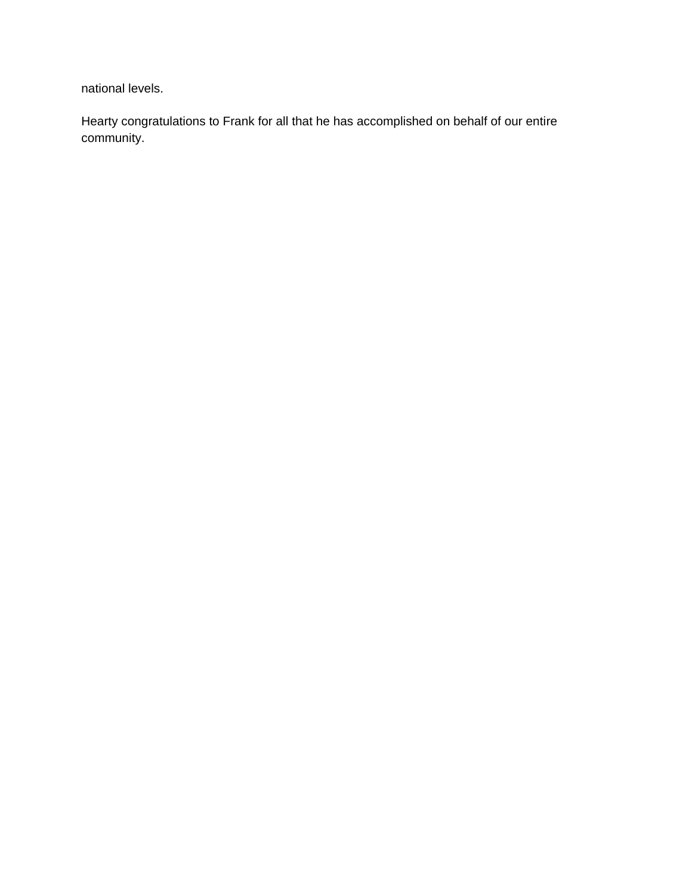national levels.

Hearty congratulations to Frank for all that he has accomplished on behalf of our entire community.